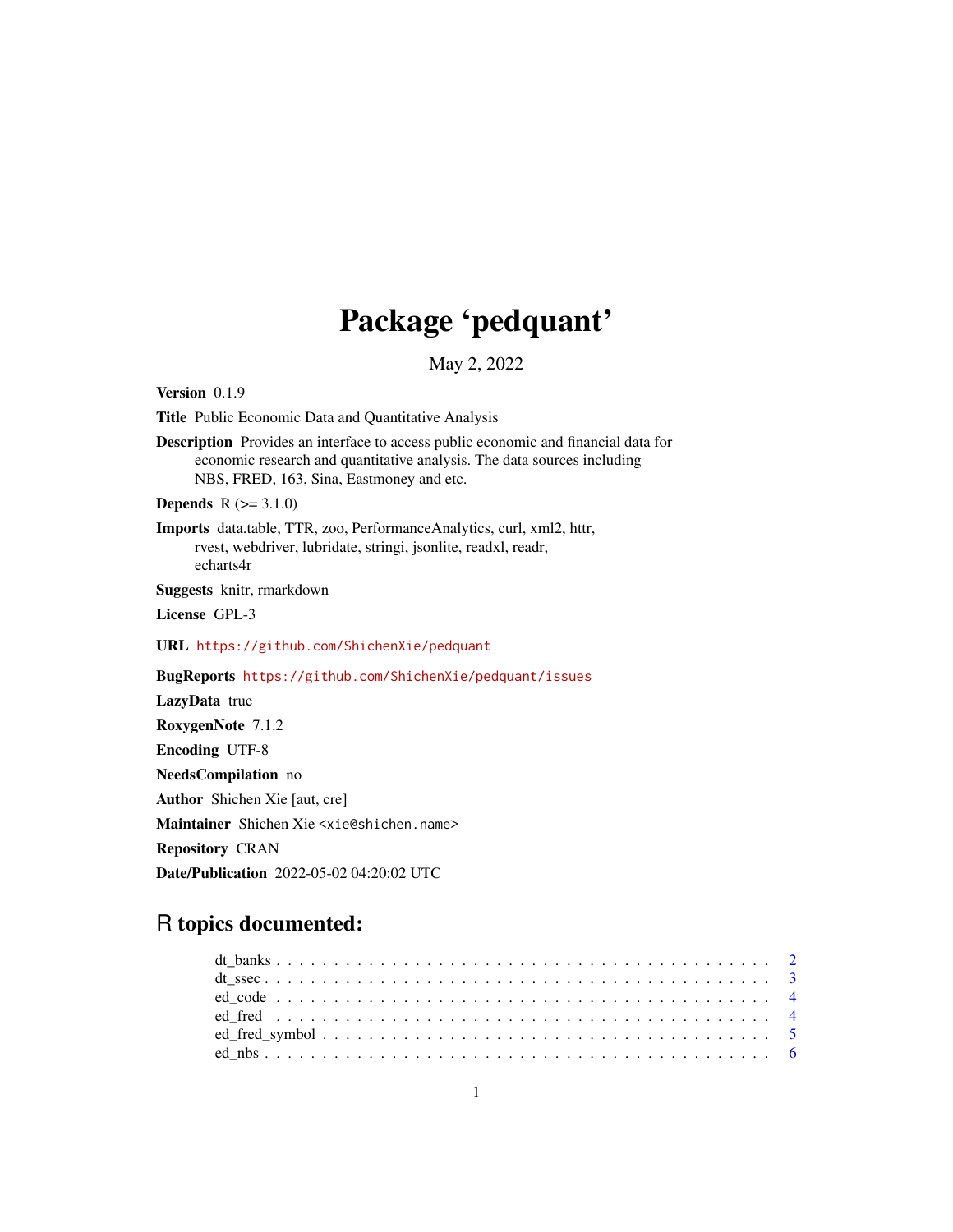# Package 'pedquant'

May 2, 2022

**Version** 0.1.9

**Title** Public Economic Data and Quantitative Analysis

**Description** Provides an interface to access public economic and financial data for economic research and quantitative analysis. The data sources including NBS, FRED, 163, Sina, Eastmoney and etc.

**Depends** R (>= 3.1.0)

**Imports** data.table, TTR, zoo, PerformanceAnalytics, curl, xml2, httr, rvest, webdriver, lubridate, stringi, jsonlite, readxl, readr, echarts4r

**Suggests** knitr, rmarkdown

**License** GPL-3

**URL** https://github.com/ShichenXie/pedquant

**BugReports** https://github.com/ShichenXie/pedquant/issues

**LazyData** true

**RoxygenNote** 7.1.2

**Encoding** UTF-8

**NeedsCompilation** no

**Author** Shichen Xie [aut, cre]

**Maintainer** Shichen Xie <xie@shichen.name>

**Repository** CRAN

**Date/Publication** 2022-05-02 04:20:02 UTC

## R topics documented:

- dt_banks . . . . . . . . . . . . . . . . . . . . . . . . . . . . . . . . . . . . . . . . 2
- dt_ssec . . . . . . . . . . . . . . . . . . . . . . . . . . . . . . . . . . . . . . . . 3
- ed_code . . . . . . . . . . . . . . . . . . . . . . . . . . . . . . . . . . . . . . . . 4
- ed_fred . . . . . . . . . . . . . . . . . . . . . . . . . . . . . . . . . . . . . . . . 4
- ed_fred_symbol . . . . . . . . . . . . . . . . . . . . . . . . . . . . . . . . . . . . 5
- ed_nbs . . . . . . . . . . . . . . . . . . . . . . . . . . . . . . . . . . . . . . . . 6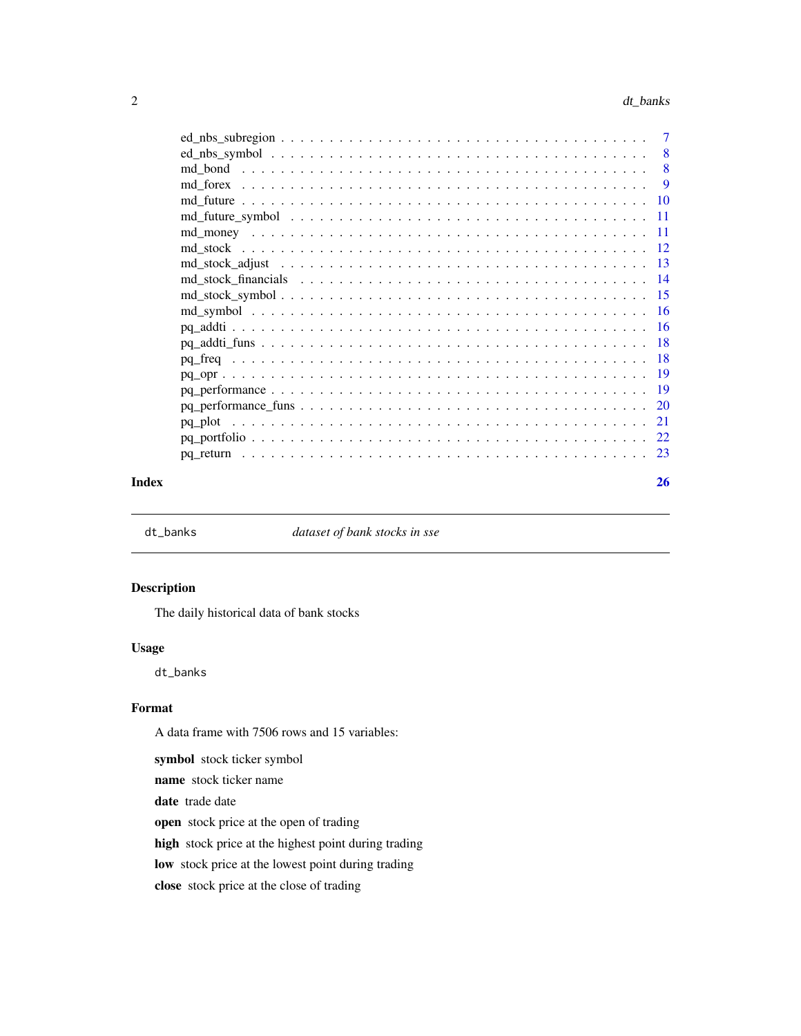ed_nbs_subregion . . . . . . . . . . . . . . . . . . . . . . . . . . . . . . . . . . . 7
ed_nbs_symbol . . . . . . . . . . . . . . . . . . . . . . . . . . . . . . . . . . . . 8
md_bond . . . . . . . . . . . . . . . . . . . . . . . . . . . . . . . . . . . . . . . 8
md_forex . . . . . . . . . . . . . . . . . . . . . . . . . . . . . . . . . . . . . . 9
md_future . . . . . . . . . . . . . . . . . . . . . . . . . . . . . . . . . . . . . . 10
md_future_symbol . . . . . . . . . . . . . . . . . . . . . . . . . . . . . . . . . . 11
md_money . . . . . . . . . . . . . . . . . . . . . . . . . . . . . . . . . . . . . . 11
md_stock . . . . . . . . . . . . . . . . . . . . . . . . . . . . . . . . . . . . . . 12
md_stock_adjust . . . . . . . . . . . . . . . . . . . . . . . . . . . . . . . . . . . 13
md_stock_financials . . . . . . . . . . . . . . . . . . . . . . . . . . . . . . . . . 14
md_stock_symbol . . . . . . . . . . . . . . . . . . . . . . . . . . . . . . . . . . . 15
md_symbol . . . . . . . . . . . . . . . . . . . . . . . . . . . . . . . . . . . . . . 16
pq_addti . . . . . . . . . . . . . . . . . . . . . . . . . . . . . . . . . . . . . . . 16
pq_addti_funs . . . . . . . . . . . . . . . . . . . . . . . . . . . . . . . . . . . . 18
pq_freq . . . . . . . . . . . . . . . . . . . . . . . . . . . . . . . . . . . . . . . 18
pq_opr . . . . . . . . . . . . . . . . . . . . . . . . . . . . . . . . . . . . . . . . 19
pq_performance . . . . . . . . . . . . . . . . . . . . . . . . . . . . . . . . . . . 19
pq_performance_funs . . . . . . . . . . . . . . . . . . . . . . . . . . . . . . . . . 20
pq_plot . . . . . . . . . . . . . . . . . . . . . . . . . . . . . . . . . . . . . . . 21
pq_portfolio . . . . . . . . . . . . . . . . . . . . . . . . . . . . . . . . . . . . . 22
pq_return . . . . . . . . . . . . . . . . . . . . . . . . . . . . . . . . . . . . . . 23

**Index** **26**

---

`dt_banks` *dataset of bank stocks in sse*

---

## Description

The daily historical data of bank stocks

## Usage

```
dt_banks
```

## Format

A data frame with 7506 rows and 15 variables:

**symbol** stock ticker symbol

**name** stock ticker name

**date** trade date

**open** stock price at the open of trading

**high** stock price at the highest point during trading

**low** stock price at the lowest point during trading

**close** stock price at the close of trading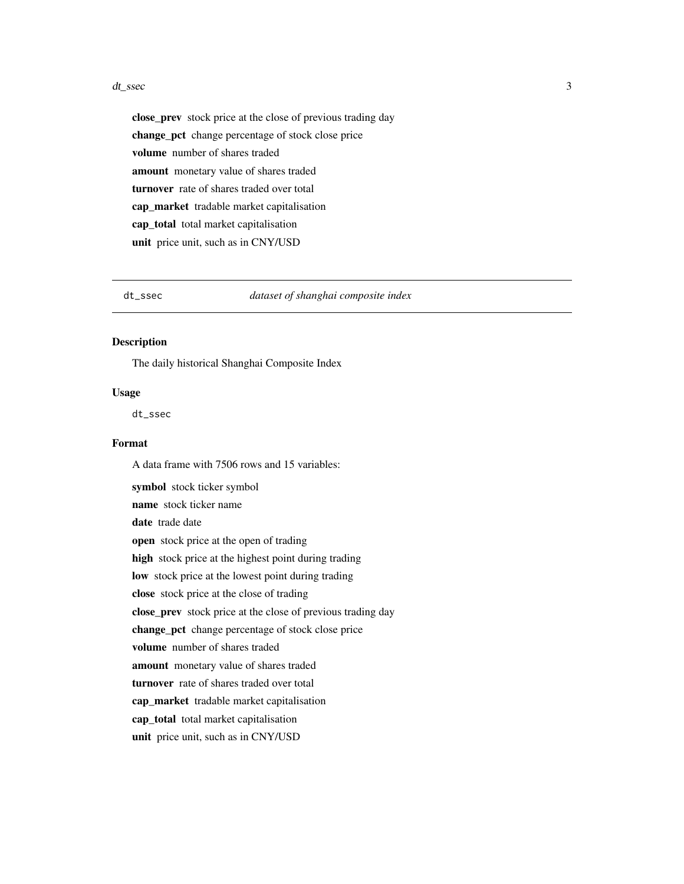**close_prev** stock price at the close of previous trading day

**change_pct** change percentage of stock close price

**volume** number of shares traded

**amount** monetary value of shares traded

**turnover** rate of shares traded over total

**cap_market** tradable market capitalisation

**cap_total** total market capitalisation

**unit** price unit, such as in CNY/USD

---

## dt_ssec — *dataset of shanghai composite index*

### Description

The daily historical Shanghai Composite Index

### Usage

```
dt_ssec
```

### Format

A data frame with 7506 rows and 15 variables:

**symbol** stock ticker symbol

**name** stock ticker name

**date** trade date

**open** stock price at the open of trading

**high** stock price at the highest point during trading

**low** stock price at the lowest point during trading

**close** stock price at the close of trading

**close_prev** stock price at the close of previous trading day

**change_pct** change percentage of stock close price

**volume** number of shares traded

**amount** monetary value of shares traded

**turnover** rate of shares traded over total

**cap_market** tradable market capitalisation

**cap_total** total market capitalisation

**unit** price unit, such as in CNY/USD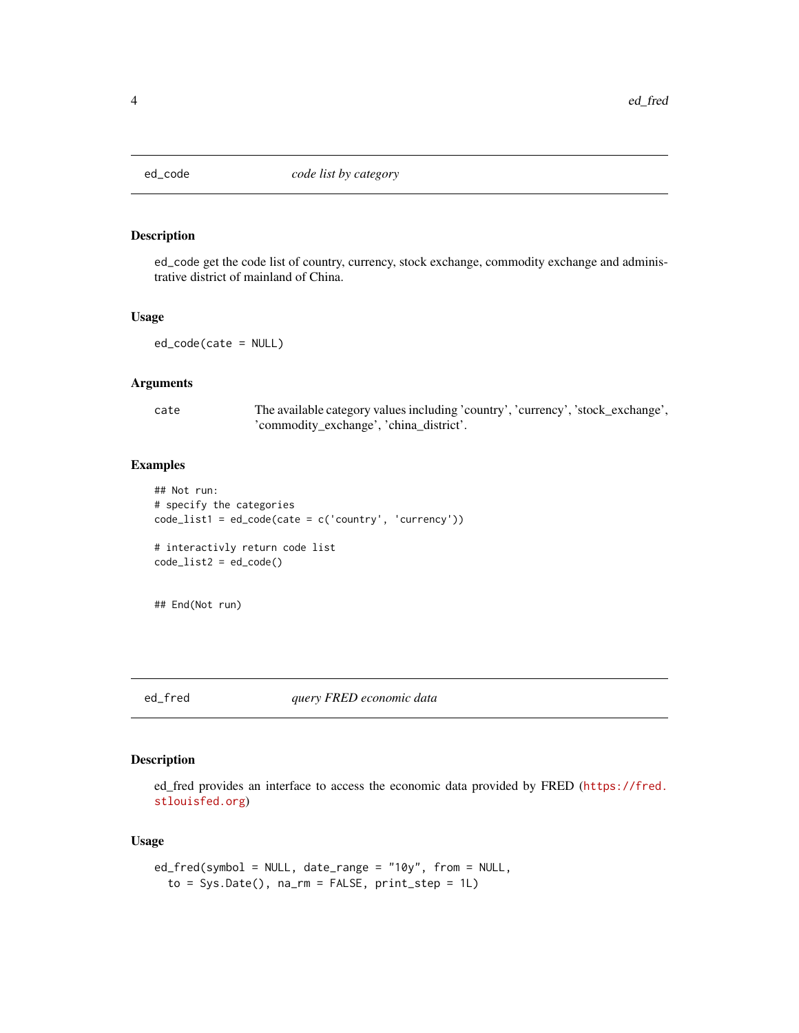## ed_code — *code list by category*

### Description

ed_code get the code list of country, currency, stock exchange, commodity exchange and administrative district of mainland of China.

### Usage

```
ed_code(cate = NULL)
```

### Arguments

| | |
|---|---|
| cate | The available category values including 'country', 'currency', 'stock_exchange', 'commodity_exchange', 'china_district'. |

### Examples

```
## Not run:
# specify the categories
code_list1 = ed_code(cate = c('country', 'currency'))

# interactivly return code list
code_list2 = ed_code()


## End(Not run)
```

## ed_fred — *query FRED economic data*

### Description

ed_fred provides an interface to access the economic data provided by FRED (https://fred.stlouisfed.org)

### Usage

```
ed_fred(symbol = NULL, date_range = "10y", from = NULL,
  to = Sys.Date(), na_rm = FALSE, print_step = 1L)
```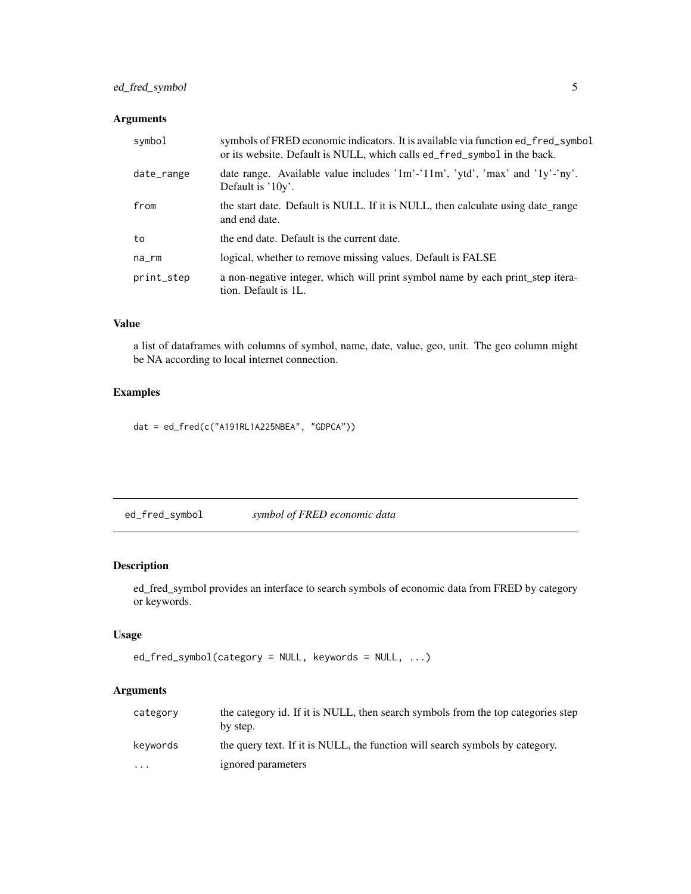### Arguments

| | |
|---|---|
| symbol | symbols of FRED economic indicators. It is available via function ed_fred_symbol or its website. Default is NULL, which calls ed_fred_symbol in the back. |
| date_range | date range. Available value includes '1m'-'11m', 'ytd', 'max' and '1y'-'ny'. Default is '10y'. |
| from | the start date. Default is NULL. If it is NULL, then calculate using date_range and end date. |
| to | the end date. Default is the current date. |
| na_rm | logical, whether to remove missing values. Default is FALSE |
| print_step | a non-negative integer, which will print symbol name by each print_step iteration. Default is 1L. |

### Value

a list of dataframes with columns of symbol, name, date, value, geo, unit. The geo column might be NA according to local internet connection.

### Examples

```
dat = ed_fred(c("A191RL1A225NBEA", "GDPCA"))
```

---

## ed_fred_symbol *symbol of FRED economic data*

### Description

ed_fred_symbol provides an interface to search symbols of economic data from FRED by category or keywords.

### Usage

```
ed_fred_symbol(category = NULL, keywords = NULL, ...)
```

### Arguments

| | |
|---|---|
| category | the category id. If it is NULL, then search symbols from the top categories step by step. |
| keywords | the query text. If it is NULL, the function will search symbols by category. |
| ... | ignored parameters |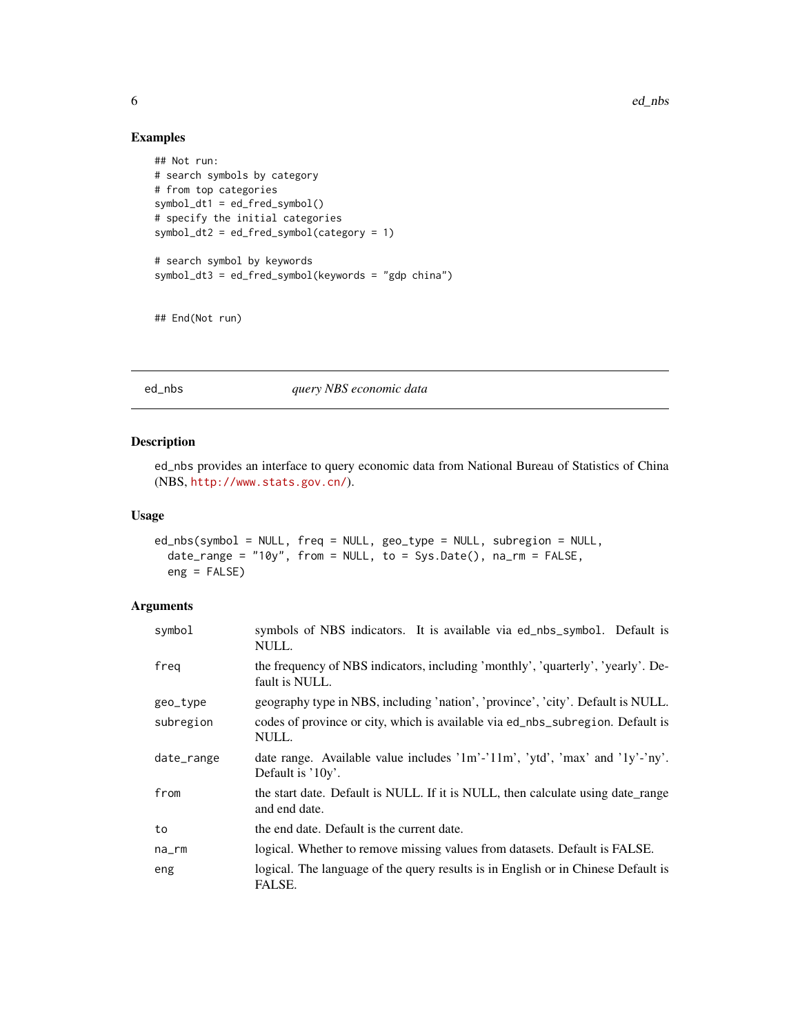## Examples

```
## Not run:
# search symbols by category
# from top categories
symbol_dt1 = ed_fred_symbol()
# specify the initial categories
symbol_dt2 = ed_fred_symbol(category = 1)

# search symbol by keywords
symbol_dt3 = ed_fred_symbol(keywords = "gdp china")


## End(Not run)
```

---

# ed_nbs *query NBS economic data*

---

## Description

ed_nbs provides an interface to query economic data from National Bureau of Statistics of China (NBS, http://www.stats.gov.cn/).

## Usage

```
ed_nbs(symbol = NULL, freq = NULL, geo_type = NULL, subregion = NULL,
  date_range = "10y", from = NULL, to = Sys.Date(), na_rm = FALSE,
  eng = FALSE)
```

## Arguments

| | |
|---|---|
| symbol | symbols of NBS indicators. It is available via ed_nbs_symbol. Default is NULL. |
| freq | the frequency of NBS indicators, including 'monthly', 'quarterly', 'yearly'. Default is NULL. |
| geo_type | geography type in NBS, including 'nation', 'province', 'city'. Default is NULL. |
| subregion | codes of province or city, which is available via ed_nbs_subregion. Default is NULL. |
| date_range | date range. Available value includes '1m'-'11m', 'ytd', 'max' and '1y'-'ny'. Default is '10y'. |
| from | the start date. Default is NULL. If it is NULL, then calculate using date_range and end date. |
| to | the end date. Default is the current date. |
| na_rm | logical. Whether to remove missing values from datasets. Default is FALSE. |
| eng | logical. The language of the query results is in English or in Chinese Default is FALSE. |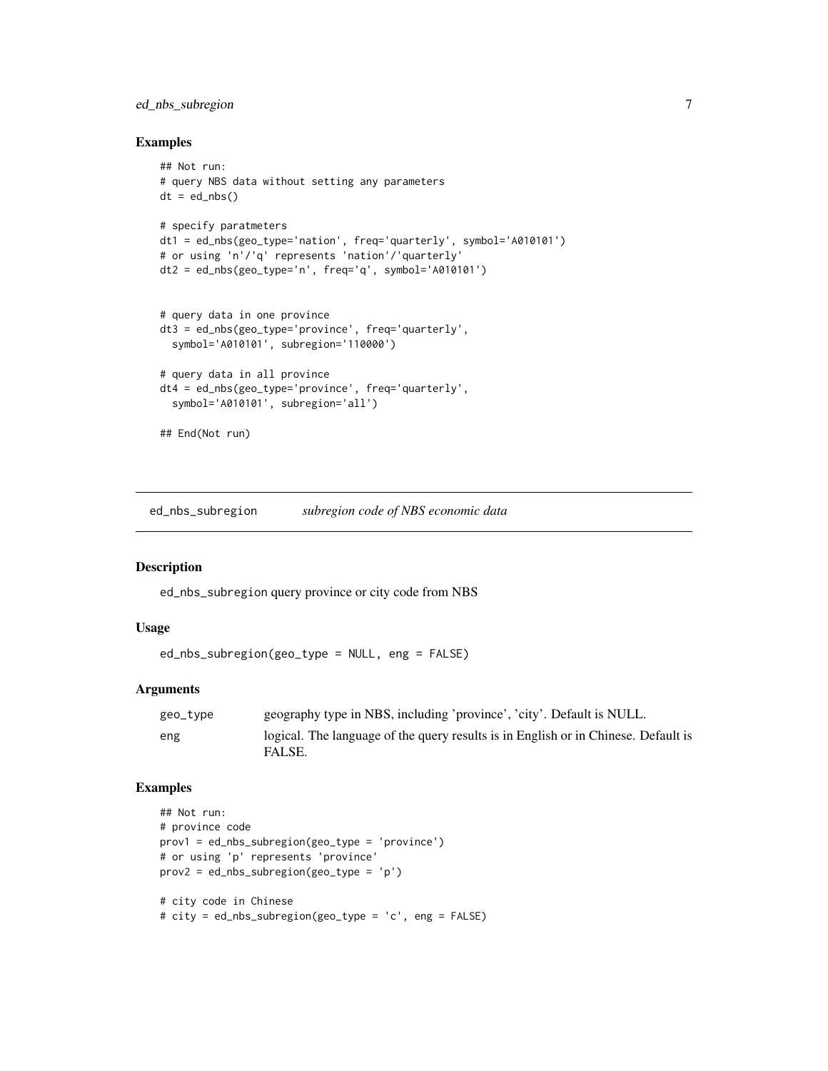## Examples

```
## Not run:
# query NBS data without setting any parameters
dt = ed_nbs()

# specify paratmeters
dt1 = ed_nbs(geo_type='nation', freq='quarterly', symbol='A010101')
# or using 'n'/'q' represents 'nation'/'quarterly'
dt2 = ed_nbs(geo_type='n', freq='q', symbol='A010101')


# query data in one province
dt3 = ed_nbs(geo_type='province', freq='quarterly',
  symbol='A010101', subregion='110000')

# query data in all province
dt4 = ed_nbs(geo_type='province', freq='quarterly',
  symbol='A010101', subregion='all')

## End(Not run)
```

---

# ed_nbs_subregion *subregion code of NBS economic data*

## Description

ed_nbs_subregion query province or city code from NBS

## Usage

```
ed_nbs_subregion(geo_type = NULL, eng = FALSE)
```

## Arguments

| | |
|---|---|
| geo_type | geography type in NBS, including 'province', 'city'. Default is NULL. |
| eng | logical. The language of the query results is in English or in Chinese. Default is FALSE. |

## Examples

```
## Not run:
# province code
prov1 = ed_nbs_subregion(geo_type = 'province')
# or using 'p' represents 'province'
prov2 = ed_nbs_subregion(geo_type = 'p')

# city code in Chinese
# city = ed_nbs_subregion(geo_type = 'c', eng = FALSE)
```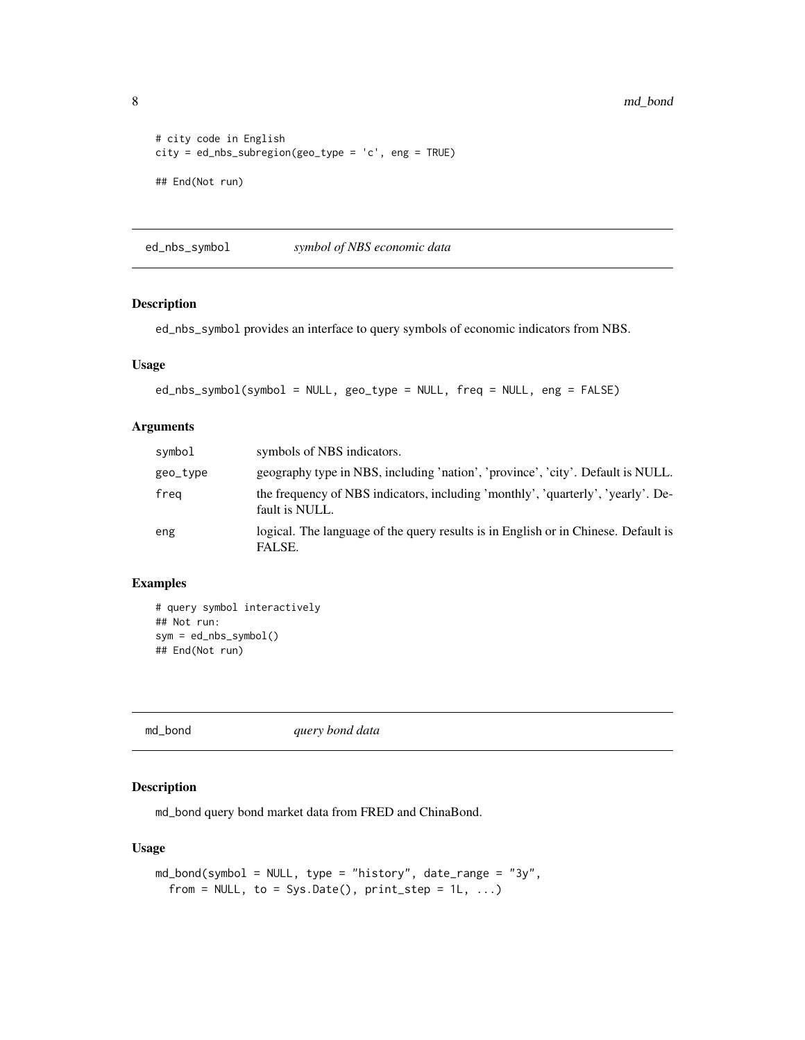```
# city code in English
city = ed_nbs_subregion(geo_type = 'c', eng = TRUE)

## End(Not run)
```

## ed_nbs_symbol *symbol of NBS economic data*

### Description

ed_nbs_symbol provides an interface to query symbols of economic indicators from NBS.

### Usage

```
ed_nbs_symbol(symbol = NULL, geo_type = NULL, freq = NULL, eng = FALSE)
```

### Arguments

| | |
|---|---|
| symbol | symbols of NBS indicators. |
| geo_type | geography type in NBS, including 'nation', 'province', 'city'. Default is NULL. |
| freq | the frequency of NBS indicators, including 'monthly', 'quarterly', 'yearly'. Default is NULL. |
| eng | logical. The language of the query results is in English or in Chinese. Default is FALSE. |

### Examples

```
# query symbol interactively
## Not run:
sym = ed_nbs_symbol()
## End(Not run)
```

## md_bond *query bond data*

### Description

md_bond query bond market data from FRED and ChinaBond.

### Usage

```
md_bond(symbol = NULL, type = "history", date_range = "3y",
  from = NULL, to = Sys.Date(), print_step = 1L, ...)
```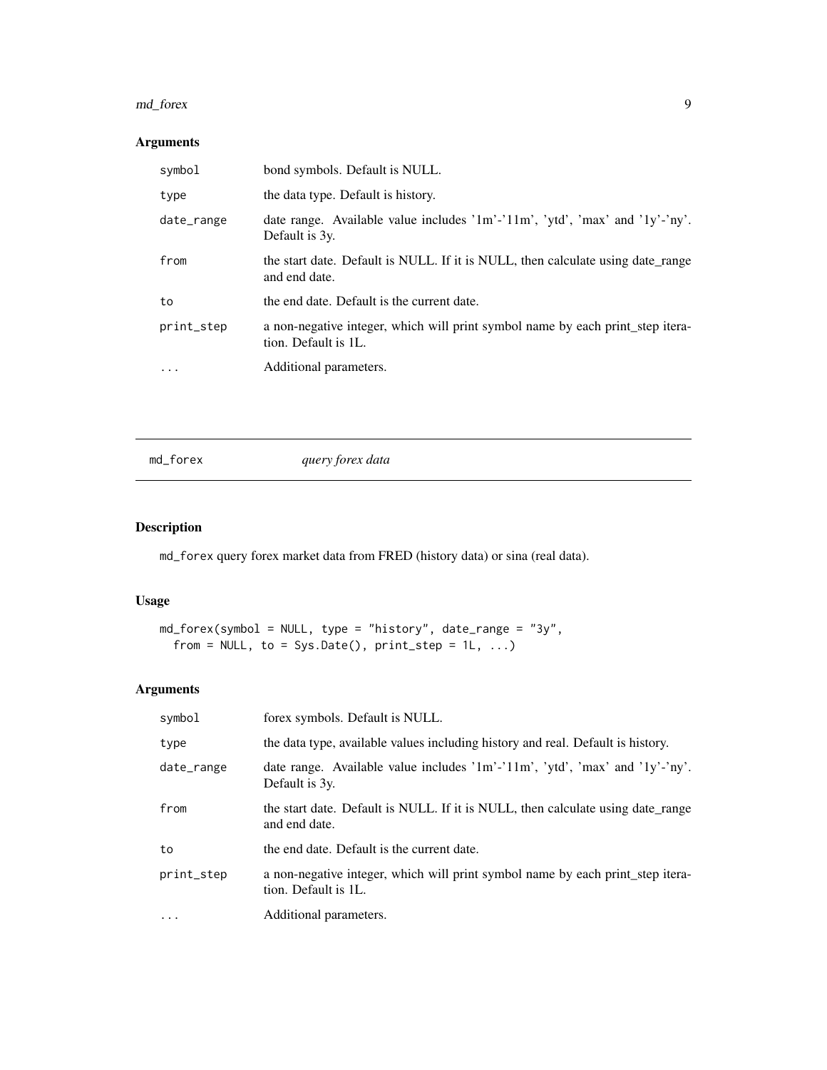## Arguments

| | |
|---|---|
| symbol | bond symbols. Default is NULL. |
| type | the data type. Default is history. |
| date_range | date range. Available value includes '1m'-'11m', 'ytd', 'max' and '1y'-'ny'. Default is 3y. |
| from | the start date. Default is NULL. If it is NULL, then calculate using date_range and end date. |
| to | the end date. Default is the current date. |
| print_step | a non-negative integer, which will print symbol name by each print_step iteration. Default is 1L. |
| ... | Additional parameters. |

---

# md_forex *query forex data*

---

## Description

md_forex query forex market data from FRED (history data) or sina (real data).

## Usage

```
md_forex(symbol = NULL, type = "history", date_range = "3y",
  from = NULL, to = Sys.Date(), print_step = 1L, ...)
```

## Arguments

| | |
|---|---|
| symbol | forex symbols. Default is NULL. |
| type | the data type, available values including history and real. Default is history. |
| date_range | date range. Available value includes '1m'-'11m', 'ytd', 'max' and '1y'-'ny'. Default is 3y. |
| from | the start date. Default is NULL. If it is NULL, then calculate using date_range and end date. |
| to | the end date. Default is the current date. |
| print_step | a non-negative integer, which will print symbol name by each print_step iteration. Default is 1L. |
| ... | Additional parameters. |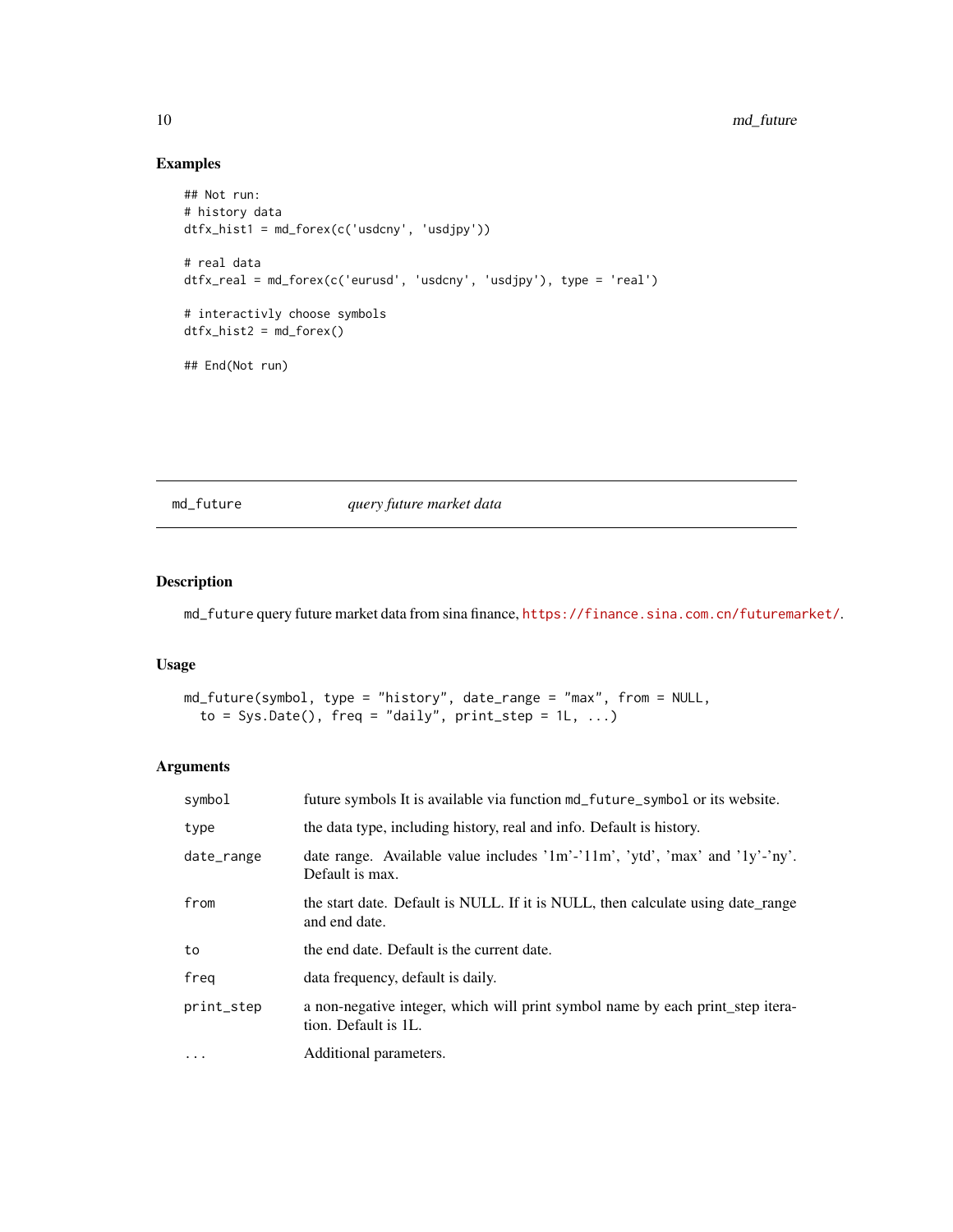## Examples

```
## Not run:
# history data
dtfx_hist1 = md_forex(c('usdcny', 'usdjpy'))

# real data
dtfx_real = md_forex(c('eurusd', 'usdcny', 'usdjpy'), type = 'real')

# interactivly choose symbols
dtfx_hist2 = md_forex()

## End(Not run)
```

---

# md_future *query future market data*

---

## Description

`md_future` query future market data from sina finance, https://finance.sina.com.cn/futuremarket/.

## Usage

```
md_future(symbol, type = "history", date_range = "max", from = NULL,
  to = Sys.Date(), freq = "daily", print_step = 1L, ...)
```

## Arguments

| | |
|---|---|
| `symbol` | future symbols It is available via function `md_future_symbol` or its website. |
| `type` | the data type, including history, real and info. Default is history. |
| `date_range` | date range. Available value includes '1m'-'11m', 'ytd', 'max' and '1y'-'ny'. Default is max. |
| `from` | the start date. Default is NULL. If it is NULL, then calculate using date_range and end date. |
| `to` | the end date. Default is the current date. |
| `freq` | data frequency, default is daily. |
| `print_step` | a non-negative integer, which will print symbol name by each print_step iteration. Default is 1L. |
| `...` | Additional parameters. |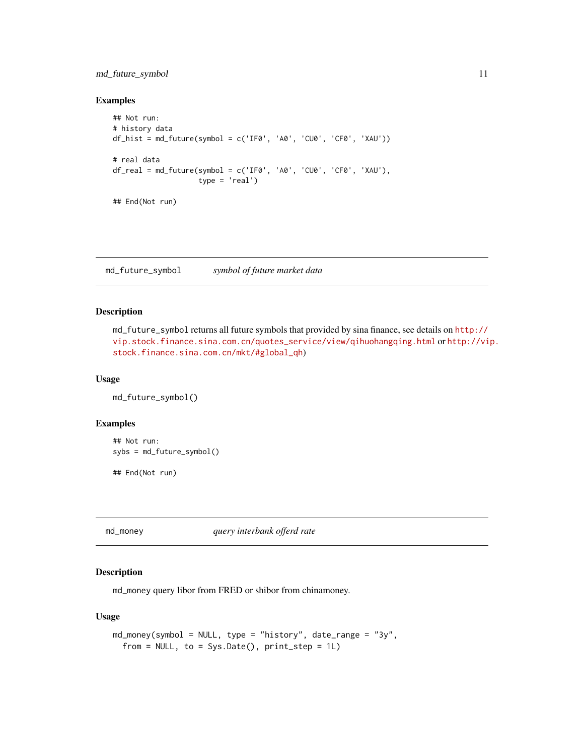## Examples

```
## Not run:
# history data
df_hist = md_future(symbol = c('IF0', 'A0', 'CU0', 'CF0', 'XAU'))

# real data
df_real = md_future(symbol = c('IF0', 'A0', 'CU0', 'CF0', 'XAU'),
                    type = 'real')

## End(Not run)
```

---

`md_future_symbol` *symbol of future market data*

---

## Description

`md_future_symbol` returns all future symbols that provided by sina finance, see details on http://vip.stock.finance.sina.com.cn/quotes_service/view/qihuohangqing.html or http://vip.stock.finance.sina.com.cn/mkt/#global_qh)

## Usage

```
md_future_symbol()
```

## Examples

```
## Not run:
sybs = md_future_symbol()

## End(Not run)
```

---

`md_money` *query interbank offerd rate*

---

## Description

`md_money` query libor from FRED or shibor from chinamoney.

## Usage

```
md_money(symbol = NULL, type = "history", date_range = "3y",
  from = NULL, to = Sys.Date(), print_step = 1L)
```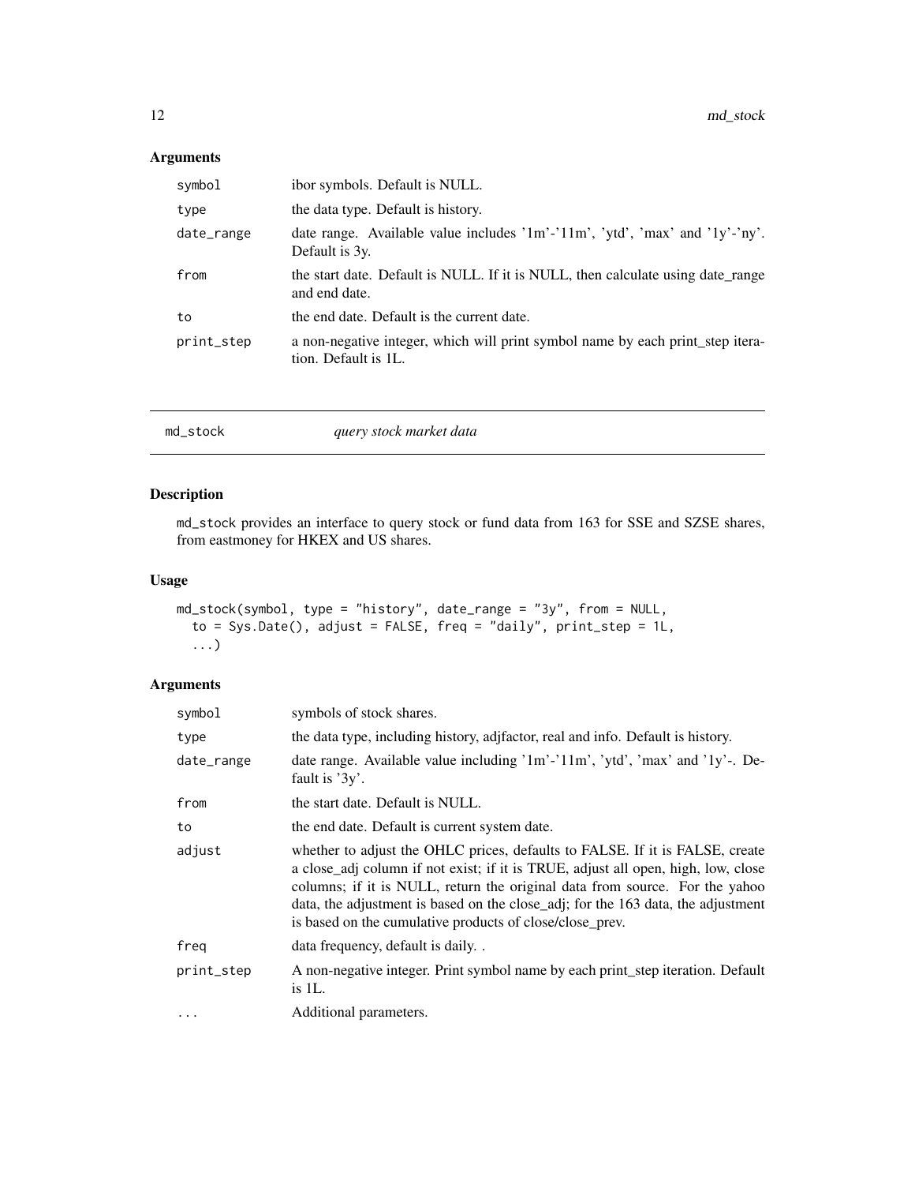## Arguments

| | |
|---|---|
| symbol | ibor symbols. Default is NULL. |
| type | the data type. Default is history. |
| date_range | date range. Available value includes '1m'-'11m', 'ytd', 'max' and '1y'-'ny'. Default is 3y. |
| from | the start date. Default is NULL. If it is NULL, then calculate using date_range and end date. |
| to | the end date. Default is the current date. |
| print_step | a non-negative integer, which will print symbol name by each print_step iteration. Default is 1L. |

---

md_stock *query stock market data*

---

## Description

md_stock provides an interface to query stock or fund data from 163 for SSE and SZSE shares, from eastmoney for HKEX and US shares.

## Usage

```
md_stock(symbol, type = "history", date_range = "3y", from = NULL,
  to = Sys.Date(), adjust = FALSE, freq = "daily", print_step = 1L,
  ...)
```

## Arguments

| | |
|---|---|
| symbol | symbols of stock shares. |
| type | the data type, including history, adjfactor, real and info. Default is history. |
| date_range | date range. Available value including '1m'-'11m', 'ytd', 'max' and '1y'-. Default is '3y'. |
| from | the start date. Default is NULL. |
| to | the end date. Default is current system date. |
| adjust | whether to adjust the OHLC prices, defaults to FALSE. If it is FALSE, create a close_adj column if not exist; if it is TRUE, adjust all open, high, low, close columns; if it is NULL, return the original data from source. For the yahoo data, the adjustment is based on the close_adj; for the 163 data, the adjustment is based on the cumulative products of close/close_prev. |
| freq | data frequency, default is daily. . |
| print_step | A non-negative integer. Print symbol name by each print_step iteration. Default is 1L. |
| ... | Additional parameters. |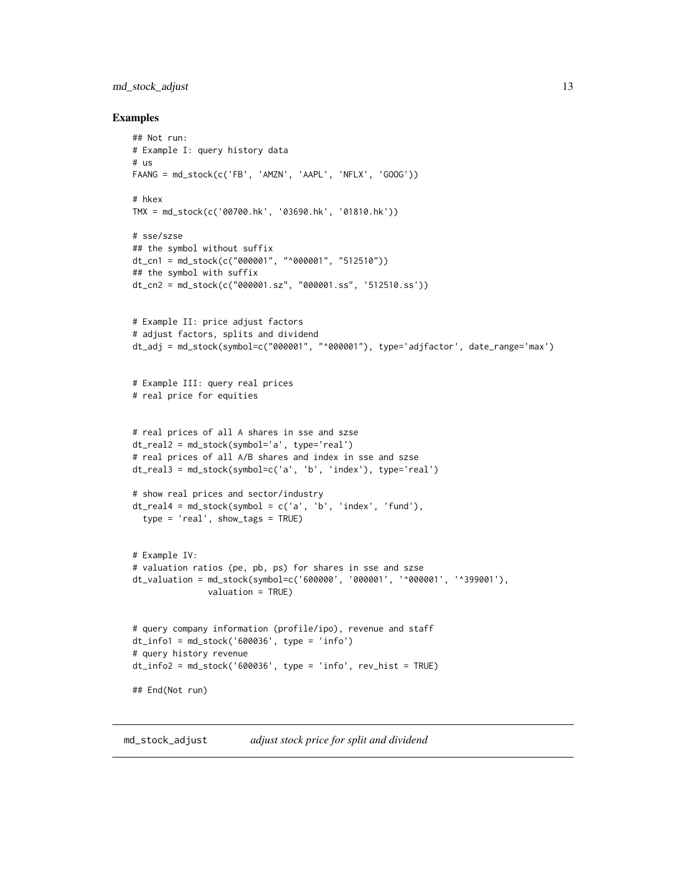## Examples

```
## Not run:
# Example I: query history data
# us
FAANG = md_stock(c('FB', 'AMZN', 'AAPL', 'NFLX', 'GOOG'))

# hkex
TMX = md_stock(c('00700.hk', '03690.hk', '01810.hk'))

# sse/szse
## the symbol without suffix
dt_cn1 = md_stock(c("000001", "^000001", "512510"))
## the symbol with suffix
dt_cn2 = md_stock(c("000001.sz", "000001.ss", '512510.ss'))


# Example II: price adjust factors
# adjust factors, splits and dividend
dt_adj = md_stock(symbol=c("000001", "^000001"), type='adjfactor', date_range='max')


# Example III: query real prices
# real price for equities


# real prices of all A shares in sse and szse
dt_real2 = md_stock(symbol='a', type='real')
# real prices of all A/B shares and index in sse and szse
dt_real3 = md_stock(symbol=c('a', 'b', 'index'), type='real')

# show real prices and sector/industry
dt_real4 = md_stock(symbol = c('a', 'b', 'index', 'fund'),
  type = 'real', show_tags = TRUE)


# Example IV:
# valuation ratios (pe, pb, ps) for shares in sse and szse
dt_valuation = md_stock(symbol=c('600000', '000001', '^000001', '^399001'),
               valuation = TRUE)


# query company information (profile/ipo), revenue and staff
dt_info1 = md_stock('600036', type = 'info')
# query history revenue
dt_info2 = md_stock('600036', type = 'info', rev_hist = TRUE)

## End(Not run)
```

## md_stock_adjust *adjust stock price for split and dividend*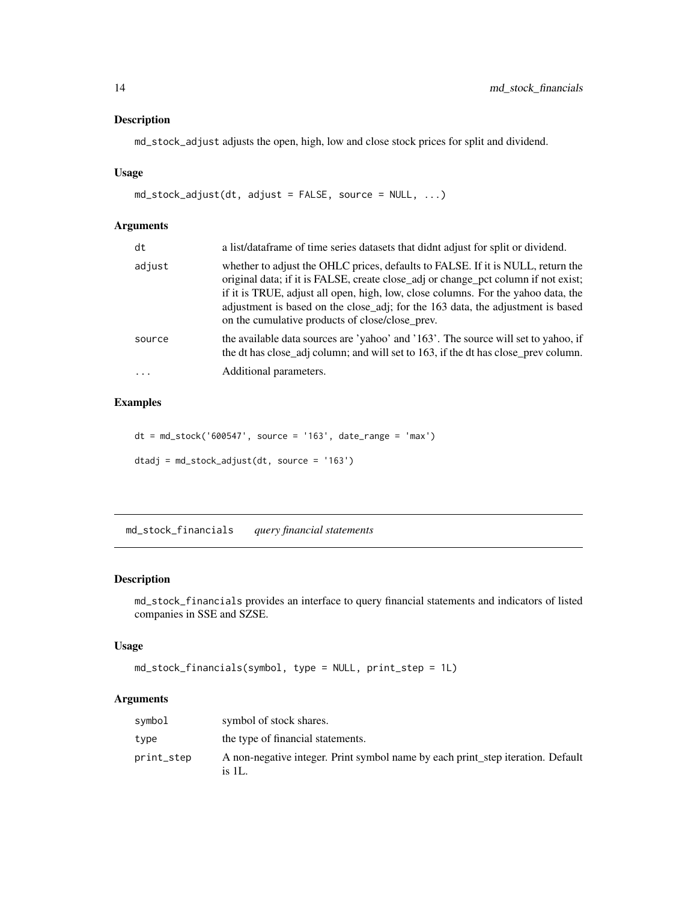### Description

md_stock_adjust adjusts the open, high, low and close stock prices for split and dividend.

### Usage

```
md_stock_adjust(dt, adjust = FALSE, source = NULL, ...)
```

### Arguments

| | |
|---|---|
| dt | a list/dataframe of time series datasets that didnt adjust for split or dividend. |
| adjust | whether to adjust the OHLC prices, defaults to FALSE. If it is NULL, return the original data; if it is FALSE, create close_adj or change_pct column if not exist; if it is TRUE, adjust all open, high, low, close columns. For the yahoo data, the adjustment is based on the close_adj; for the 163 data, the adjustment is based on the cumulative products of close/close_prev. |
| source | the available data sources are 'yahoo' and '163'. The source will set to yahoo, if the dt has close_adj column; and will set to 163, if the dt has close_prev column. |
| ... | Additional parameters. |

### Examples

```
dt = md_stock('600547', source = '163', date_range = 'max')

dtadj = md_stock_adjust(dt, source = '163')
```

---

## md_stock_financials *query financial statements*

### Description

md_stock_financials provides an interface to query financial statements and indicators of listed companies in SSE and SZSE.

### Usage

```
md_stock_financials(symbol, type = NULL, print_step = 1L)
```

### Arguments

| | |
|---|---|
| symbol | symbol of stock shares. |
| type | the type of financial statements. |
| print_step | A non-negative integer. Print symbol name by each print_step iteration. Default is 1L. |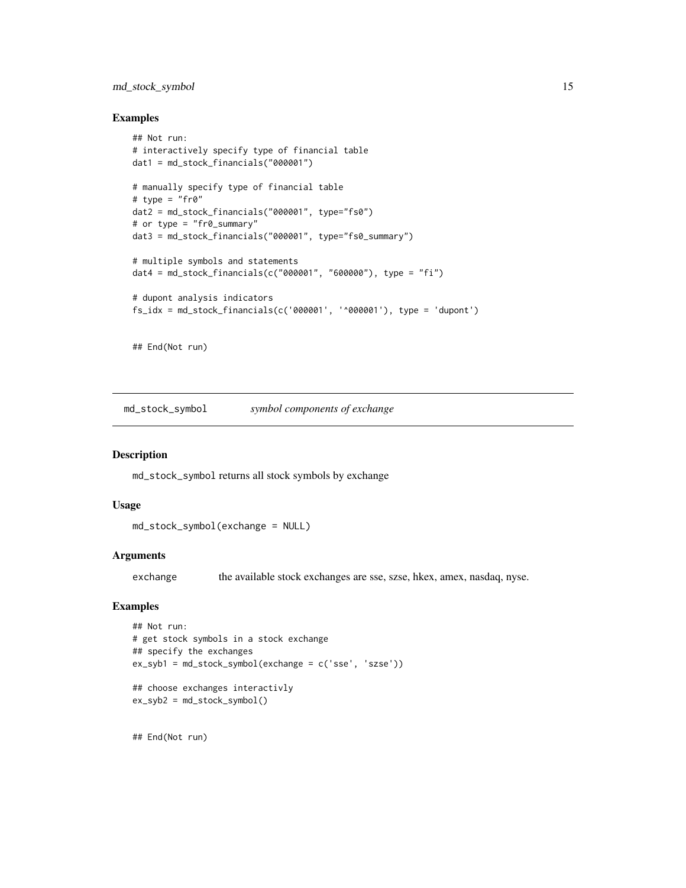### Examples

```
## Not run:
# interactively specify type of financial table
dat1 = md_stock_financials("000001")

# manually specify type of financial table
# type = "fr0"
dat2 = md_stock_financials("000001", type="fs0")
# or type = "fr0_summary"
dat3 = md_stock_financials("000001", type="fs0_summary")

# multiple symbols and statements
dat4 = md_stock_financials(c("000001", "600000"), type = "fi")

# dupont analysis indicators
fs_idx = md_stock_financials(c('000001', '^000001'), type = 'dupont')


## End(Not run)
```

## md_stock_symbol *symbol components of exchange*

### Description

md_stock_symbol returns all stock symbols by exchange

### Usage

```
md_stock_symbol(exchange = NULL)
```

### Arguments

| | |
|---|---|
| exchange | the available stock exchanges are sse, szse, hkex, amex, nasdaq, nyse. |

### Examples

```
## Not run:
# get stock symbols in a stock exchange
## specify the exchanges
ex_syb1 = md_stock_symbol(exchange = c('sse', 'szse'))

## choose exchanges interactivly
ex_syb2 = md_stock_symbol()


## End(Not run)
```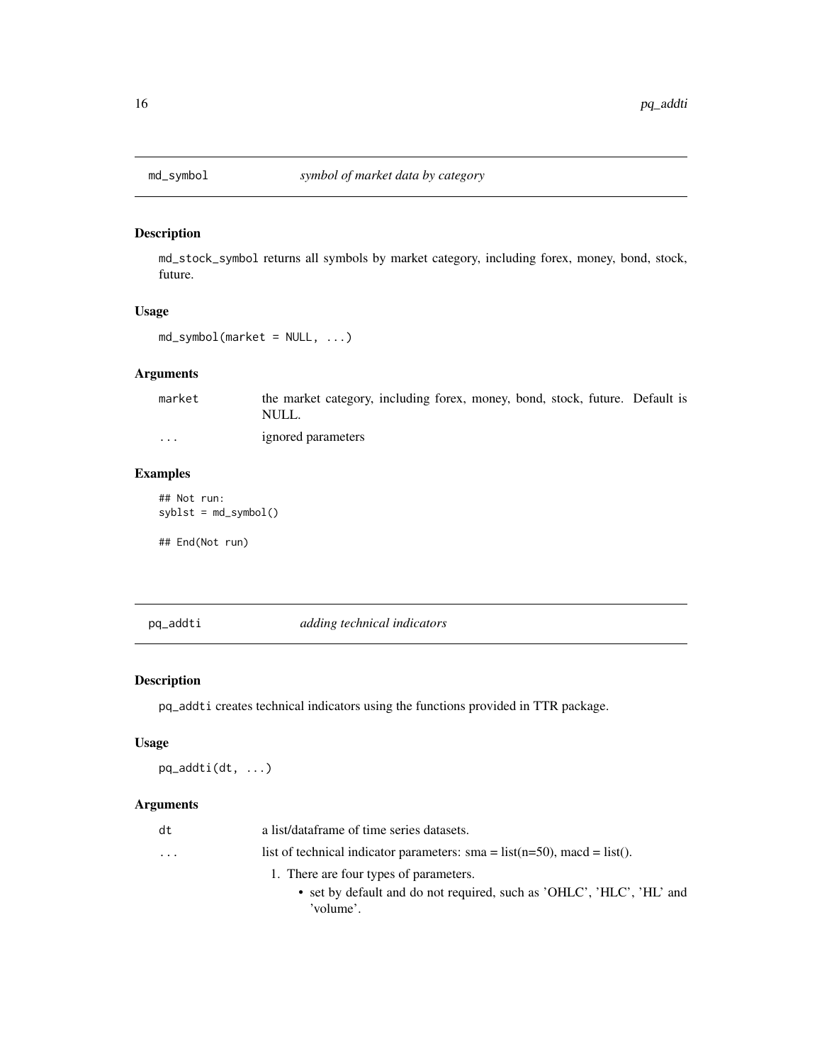## md_symbol *symbol of market data by category*

### Description

md_stock_symbol returns all symbols by market category, including forex, money, bond, stock, future.

### Usage

```
md_symbol(market = NULL, ...)
```

### Arguments

| | |
|---|---|
| market | the market category, including forex, money, bond, stock, future. Default is NULL. |
| ... | ignored parameters |

### Examples

```
## Not run:
syblst = md_symbol()

## End(Not run)
```

## pq_addti *adding technical indicators*

### Description

pq_addti creates technical indicators using the functions provided in TTR package.

### Usage

```
pq_addti(dt, ...)
```

### Arguments

dt
: a list/dataframe of time series datasets.

...
: list of technical indicator parameters: sma = list(n=50), macd = list().

1. There are four types of parameters.
    - set by default and do not required, such as 'OHLC', 'HLC', 'HL' and 'volume'.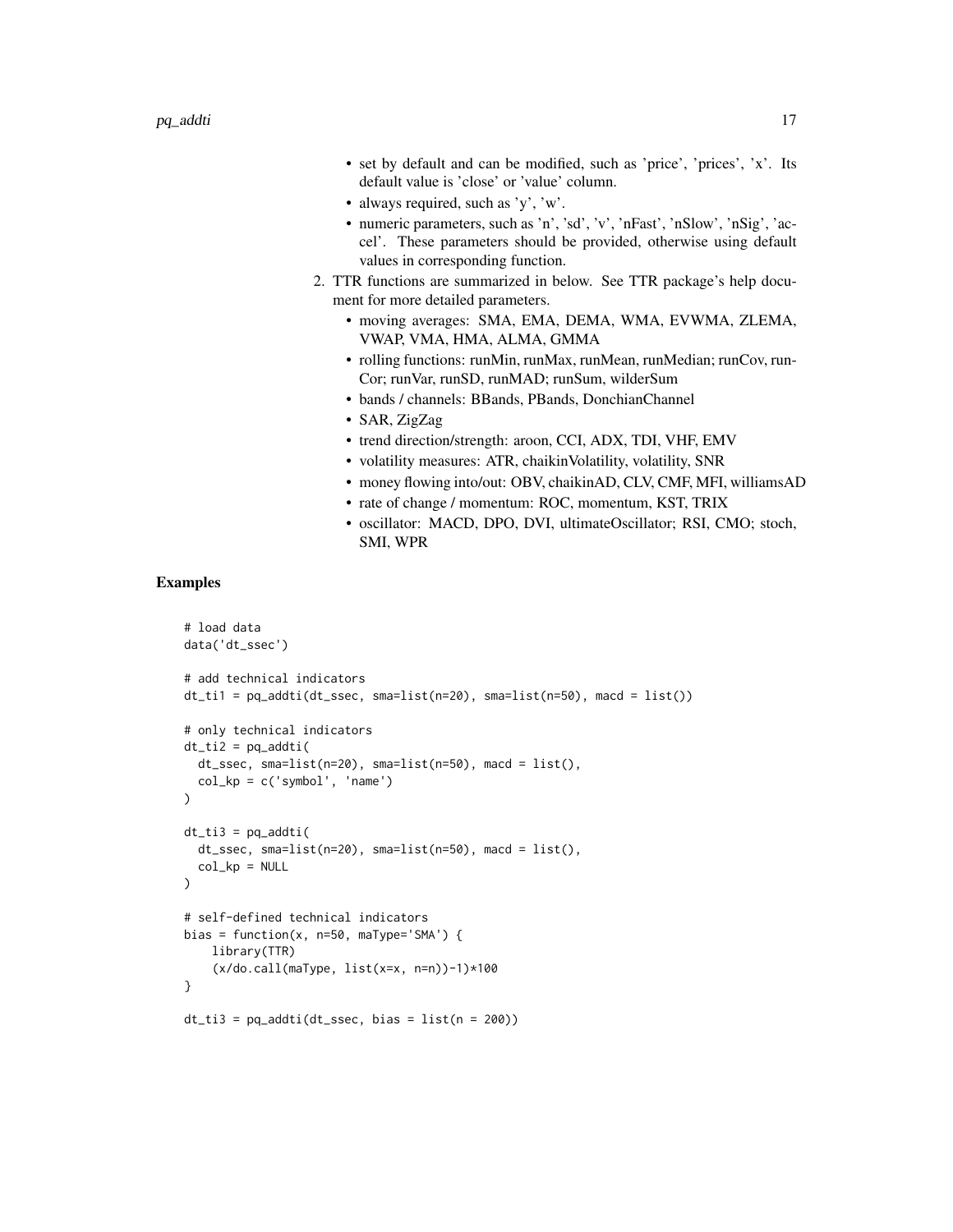- set by default and can be modified, such as 'price', 'prices', 'x'. Its default value is 'close' or 'value' column.
    - always required, such as 'y', 'w'.
    - numeric parameters, such as 'n', 'sd', 'v', 'nFast', 'nSlow', 'nSig', 'accel'. These parameters should be provided, otherwise using default values in corresponding function.

2. TTR functions are summarized in below. See TTR package's help document for more detailed parameters.
    - moving averages: SMA, EMA, DEMA, WMA, EVWMA, ZLEMA, VWAP, VMA, HMA, ALMA, GMMA
    - rolling functions: runMin, runMax, runMean, runMedian; runCov, runCor; runVar, runSD, runMAD; runSum, wilderSum
    - bands / channels: BBands, PBands, DonchianChannel
    - SAR, ZigZag
    - trend direction/strength: aroon, CCI, ADX, TDI, VHF, EMV
    - volatility measures: ATR, chaikinVolatility, volatility, SNR
    - money flowing into/out: OBV, chaikinAD, CLV, CMF, MFI, williamsAD
    - rate of change / momentum: ROC, momentum, KST, TRIX
    - oscillator: MACD, DPO, DVI, ultimateOscillator; RSI, CMO; stoch, SMI, WPR

## Examples

```
# load data
data('dt_ssec')

# add technical indicators
dt_ti1 = pq_addti(dt_ssec, sma=list(n=20), sma=list(n=50), macd = list())

# only technical indicators
dt_ti2 = pq_addti(
  dt_ssec, sma=list(n=20), sma=list(n=50), macd = list(),
  col_kp = c('symbol', 'name')
)

dt_ti3 = pq_addti(
  dt_ssec, sma=list(n=20), sma=list(n=50), macd = list(),
  col_kp = NULL
)

# self-defined technical indicators
bias = function(x, n=50, maType='SMA') {
    library(TTR)
    (x/do.call(maType, list(x=x, n=n))-1)*100
}

dt_ti3 = pq_addti(dt_ssec, bias = list(n = 200))
```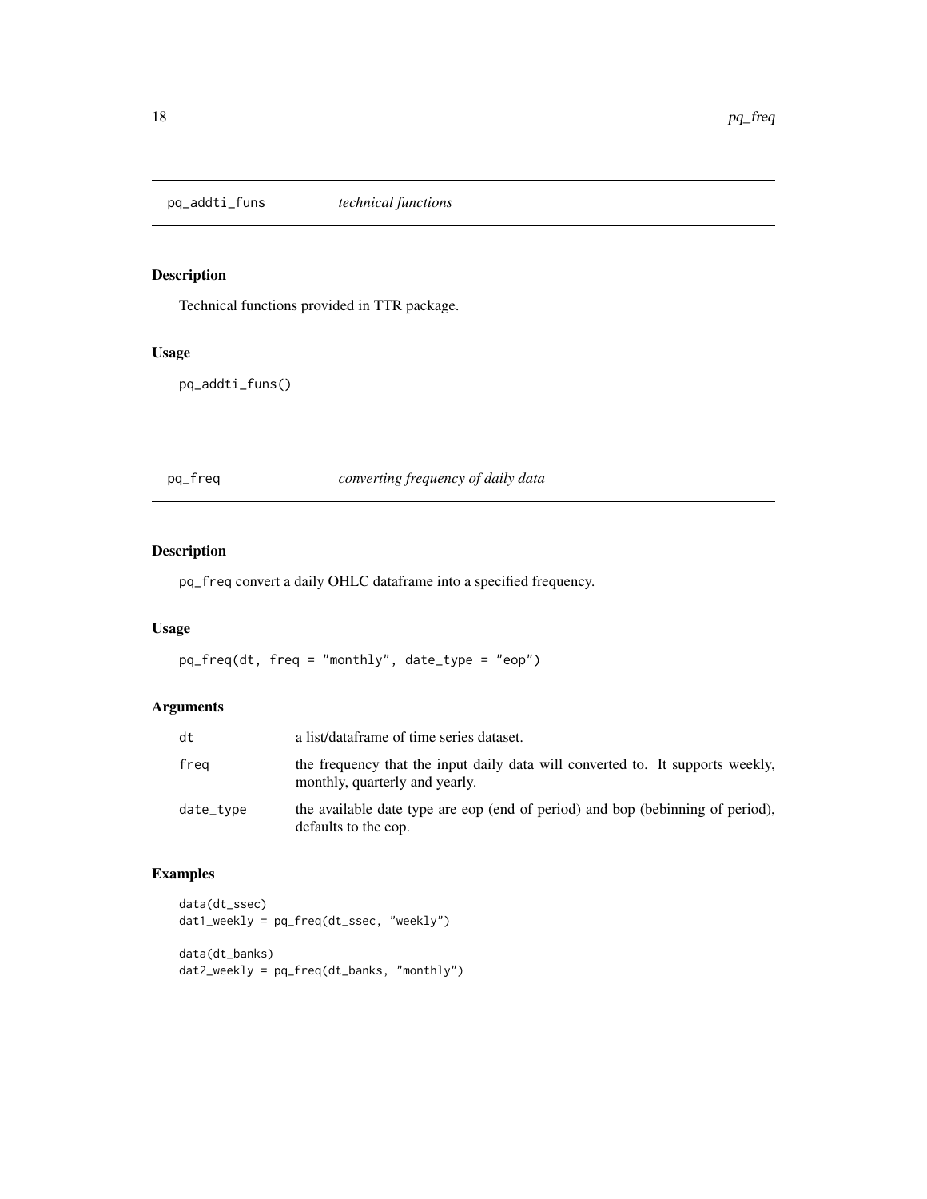## pq_addti_funs *technical functions*

### Description

Technical functions provided in TTR package.

### Usage

```
pq_addti_funs()
```

## pq_freq *converting frequency of daily data*

### Description

`pq_freq` convert a daily OHLC dataframe into a specified frequency.

### Usage

```
pq_freq(dt, freq = "monthly", date_type = "eop")
```

### Arguments

| | |
|---|---|
| dt | a list/dataframe of time series dataset. |
| freq | the frequency that the input daily data will converted to. It supports weekly, monthly, quarterly and yearly. |
| date_type | the available date type are eop (end of period) and bop (bebinning of period), defaults to the eop. |

### Examples

```
data(dt_ssec)
dat1_weekly = pq_freq(dt_ssec, "weekly")

data(dt_banks)
dat2_weekly = pq_freq(dt_banks, "monthly")
```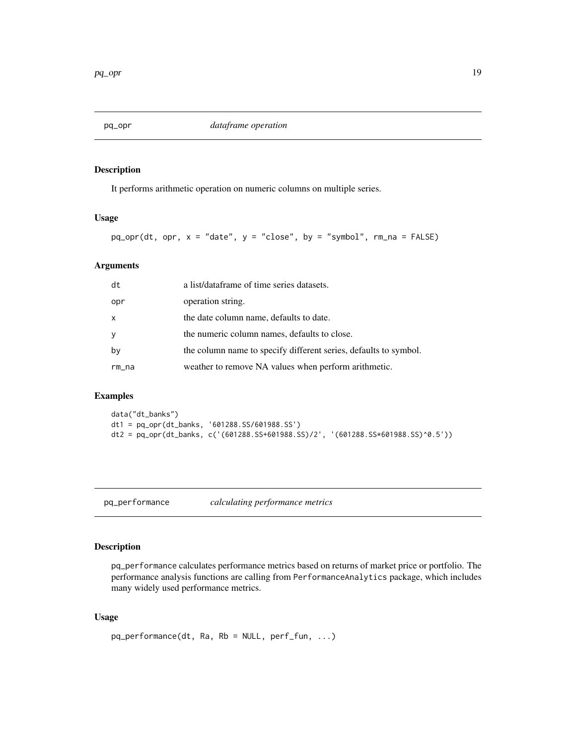## pq_opr *dataframe operation*

### Description

It performs arithmetic operation on numeric columns on multiple series.

### Usage

```
pq_opr(dt, opr, x = "date", y = "close", by = "symbol", rm_na = FALSE)
```

### Arguments

| | |
|---|---|
| dt | a list/dataframe of time series datasets. |
| opr | operation string. |
| x | the date column name, defaults to date. |
| y | the numeric column names, defaults to close. |
| by | the column name to specify different series, defaults to symbol. |
| rm_na | weather to remove NA values when perform arithmetic. |

### Examples

```
data("dt_banks")
dt1 = pq_opr(dt_banks, '601288.SS/601988.SS')
dt2 = pq_opr(dt_banks, c('(601288.SS+601988.SS)/2', '(601288.SS*601988.SS)^0.5'))
```

## pq_performance *calculating performance metrics*

### Description

pq_performance calculates performance metrics based on returns of market price or portfolio. The performance analysis functions are calling from PerformanceAnalytics package, which includes many widely used performance metrics.

### Usage

```
pq_performance(dt, Ra, Rb = NULL, perf_fun, ...)
```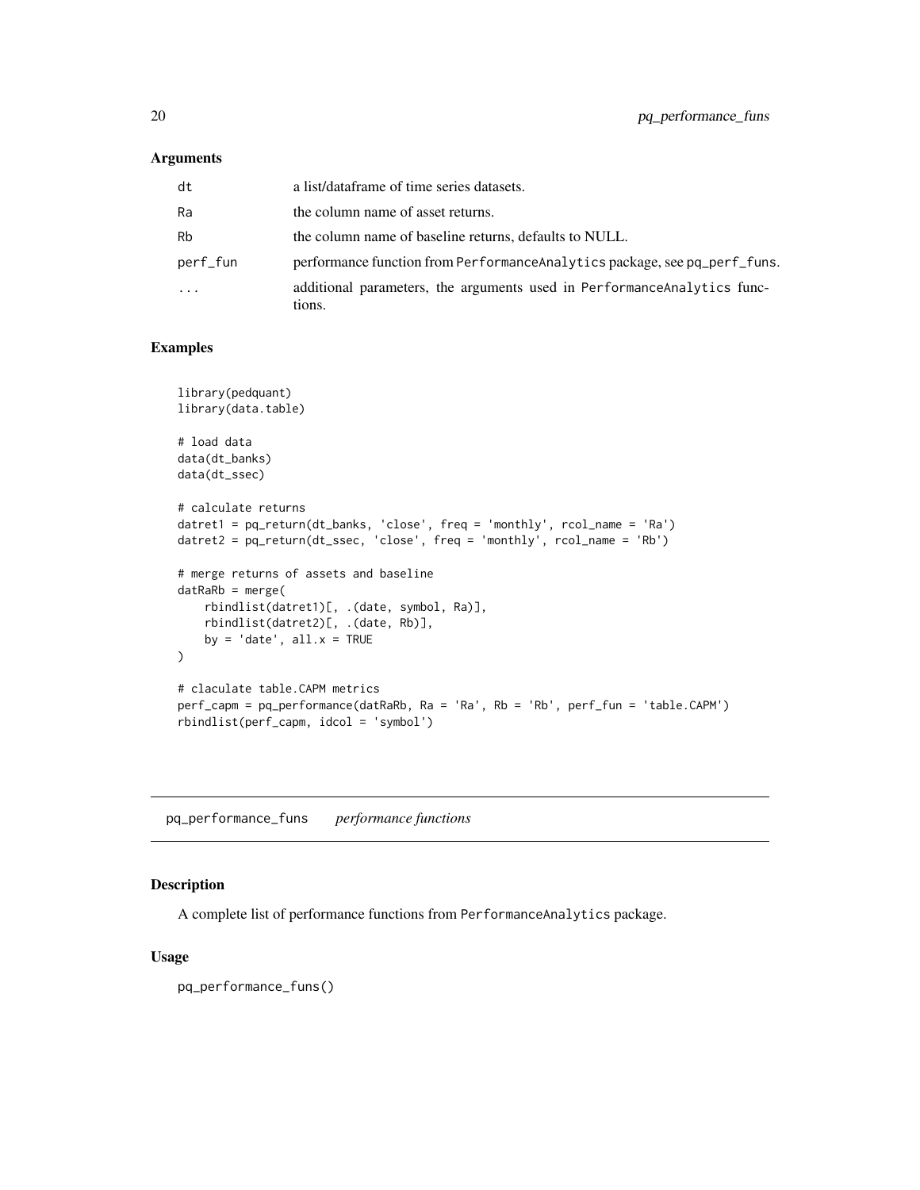## Arguments

| | |
|---|---|
| dt | a list/dataframe of time series datasets. |
| Ra | the column name of asset returns. |
| Rb | the column name of baseline returns, defaults to NULL. |
| perf_fun | performance function from PerformanceAnalytics package, see pq_perf_funs. |
| ... | additional parameters, the arguments used in PerformanceAnalytics functions. |

## Examples

```
library(pedquant)
library(data.table)

# load data
data(dt_banks)
data(dt_ssec)

# calculate returns
datret1 = pq_return(dt_banks, 'close', freq = 'monthly', rcol_name = 'Ra')
datret2 = pq_return(dt_ssec, 'close', freq = 'monthly', rcol_name = 'Rb')

# merge returns of assets and baseline
datRaRb = merge(
    rbindlist(datret1)[, .(date, symbol, Ra)],
    rbindlist(datret2)[, .(date, Rb)],
    by = 'date', all.x = TRUE
)

# claculate table.CAPM metrics
perf_capm = pq_performance(datRaRb, Ra = 'Ra', Rb = 'Rb', perf_fun = 'table.CAPM')
rbindlist(perf_capm, idcol = 'symbol')
```

---

# pq_performance_funs *performance functions*

## Description

A complete list of performance functions from PerformanceAnalytics package.

## Usage

```
pq_performance_funs()
```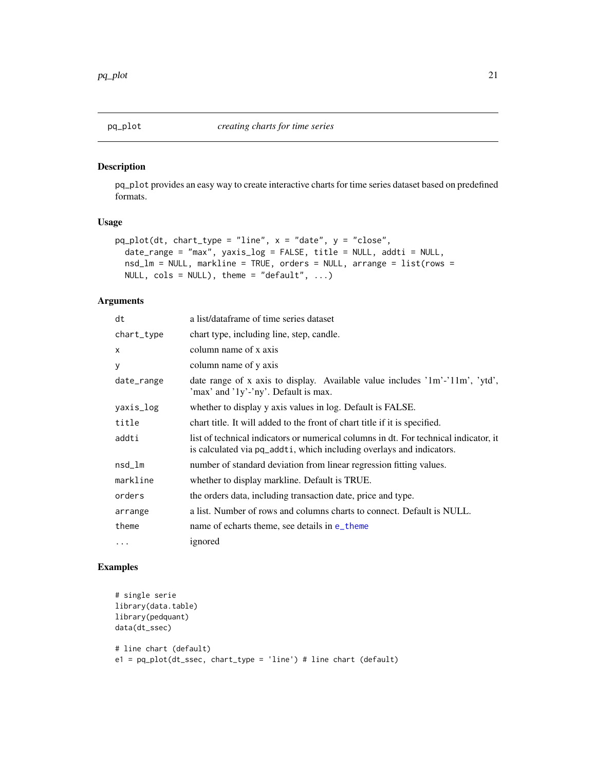## pq_plot — *creating charts for time series*

### Description

pq_plot provides an easy way to create interactive charts for time series dataset based on predefined formats.

### Usage

```
pq_plot(dt, chart_type = "line", x = "date", y = "close",
  date_range = "max", yaxis_log = FALSE, title = NULL, addti = NULL,
  nsd_lm = NULL, markline = TRUE, orders = NULL, arrange = list(rows =
  NULL, cols = NULL), theme = "default", ...)
```

### Arguments

| Argument | Description |
|---|---|
| dt | a list/dataframe of time series dataset |
| chart_type | chart type, including line, step, candle. |
| x | column name of x axis |
| y | column name of y axis |
| date_range | date range of x axis to display. Available value includes '1m'-'11m', 'ytd', 'max' and '1y'-'ny'. Default is max. |
| yaxis_log | whether to display y axis values in log. Default is FALSE. |
| title | chart title. It will added to the front of chart title if it is specified. |
| addti | list of technical indicators or numerical columns in dt. For technical indicator, it is calculated via pq_addti, which including overlays and indicators. |
| nsd_lm | number of standard deviation from linear regression fitting values. |
| markline | whether to display markline. Default is TRUE. |
| orders | the orders data, including transaction date, price and type. |
| arrange | a list. Number of rows and columns charts to connect. Default is NULL. |
| theme | name of echarts theme, see details in e_theme |
| ... | ignored |

### Examples

```
# single serie
library(data.table)
library(pedquant)
data(dt_ssec)

# line chart (default)
e1 = pq_plot(dt_ssec, chart_type = 'line') # line chart (default)
```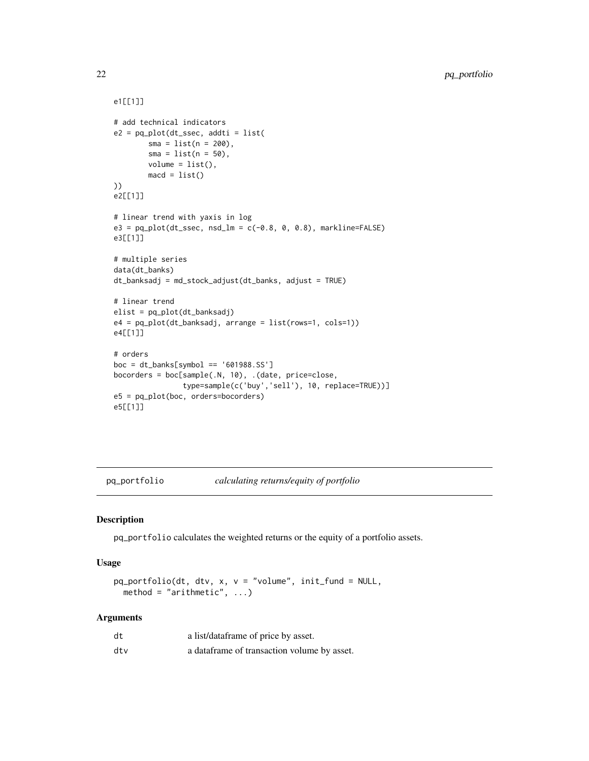```
e1[[1]]

# add technical indicators
e2 = pq_plot(dt_ssec, addti = list(
        sma = list(n = 200),
        sma = list(n = 50),
        volume = list(),
        macd = list()
))
e2[[1]]

# linear trend with yaxis in log
e3 = pq_plot(dt_ssec, nsd_lm = c(-0.8, 0, 0.8), markline=FALSE)
e3[[1]]

# multiple series
data(dt_banks)
dt_banksadj = md_stock_adjust(dt_banks, adjust = TRUE)

# linear trend
elist = pq_plot(dt_banksadj)
e4 = pq_plot(dt_banksadj, arrange = list(rows=1, cols=1))
e4[[1]]

# orders
boc = dt_banks[symbol == '601988.SS']
bocorders = boc[sample(.N, 10), .(date, price=close,
              type=sample(c('buy','sell'), 10, replace=TRUE))]
e5 = pq_plot(boc, orders=bocorders)
e5[[1]]
```

## pq_portfolio *calculating returns/equity of portfolio*

### Description

pq_portfolio calculates the weighted returns or the equity of a portfolio assets.

### Usage

```
pq_portfolio(dt, dtv, x, v = "volume", init_fund = NULL,
  method = "arithmetic", ...)
```

### Arguments

| | |
|---|---|
| dt | a list/dataframe of price by asset. |
| dtv | a dataframe of transaction volume by asset. |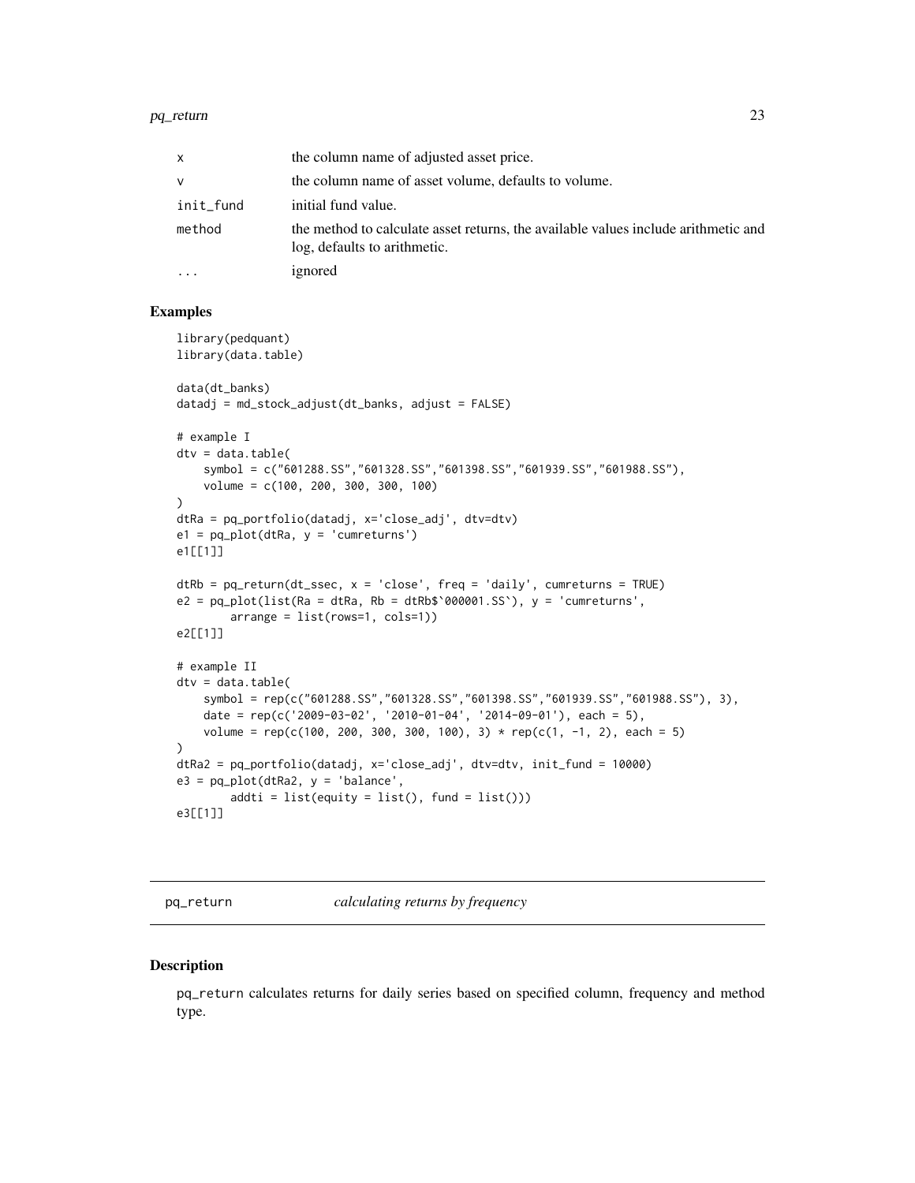| | |
|---|---|
| x | the column name of adjusted asset price. |
| v | the column name of asset volume, defaults to volume. |
| init_fund | initial fund value. |
| method | the method to calculate asset returns, the available values include arithmetic and log, defaults to arithmetic. |
| ... | ignored |

## Examples

```
library(pedquant)
library(data.table)

data(dt_banks)
datadj = md_stock_adjust(dt_banks, adjust = FALSE)

# example I
dtv = data.table(
    symbol = c("601288.SS","601328.SS","601398.SS","601939.SS","601988.SS"),
    volume = c(100, 200, 300, 300, 100)
)
dtRa = pq_portfolio(datadj, x='close_adj', dtv=dtv)
e1 = pq_plot(dtRa, y = 'cumreturns')
e1[[1]]

dtRb = pq_return(dt_ssec, x = 'close', freq = 'daily', cumreturns = TRUE)
e2 = pq_plot(list(Ra = dtRa, Rb = dtRb$`000001.SS`), y = 'cumreturns',
        arrange = list(rows=1, cols=1))
e2[[1]]

# example II
dtv = data.table(
    symbol = rep(c("601288.SS","601328.SS","601398.SS","601939.SS","601988.SS"), 3),
    date = rep(c('2009-03-02', '2010-01-04', '2014-09-01'), each = 5),
    volume = rep(c(100, 200, 300, 300, 100), 3) * rep(c(1, -1, 2), each = 5)
)
dtRa2 = pq_portfolio(datadj, x='close_adj', dtv=dtv, init_fund = 10000)
e3 = pq_plot(dtRa2, y = 'balance',
        addti = list(equity = list(), fund = list()))
e3[[1]]
```

---

# pq_return *calculating returns by frequency*

## Description

pq_return calculates returns for daily series based on specified column, frequency and method type.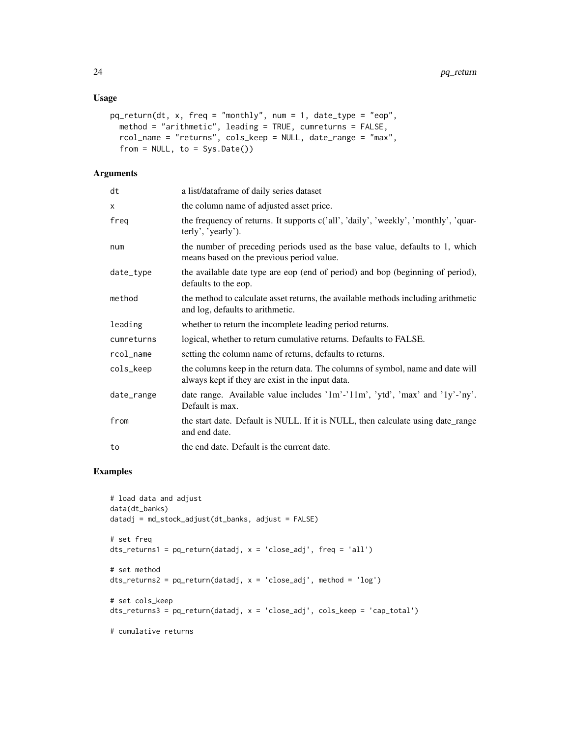## Usage

```
pq_return(dt, x, freq = "monthly", num = 1, date_type = "eop",
  method = "arithmetic", leading = TRUE, cumreturns = FALSE,
  rcol_name = "returns", cols_keep = NULL, date_range = "max",
  from = NULL, to = Sys.Date())
```

## Arguments

| | |
|---|---|
| dt | a list/dataframe of daily series dataset |
| x | the column name of adjusted asset price. |
| freq | the frequency of returns. It supports c('all', 'daily', 'weekly', 'monthly', 'quarterly', 'yearly'). |
| num | the number of preceding periods used as the base value, defaults to 1, which means based on the previous period value. |
| date_type | the available date type are eop (end of period) and bop (beginning of period), defaults to the eop. |
| method | the method to calculate asset returns, the available methods including arithmetic and log, defaults to arithmetic. |
| leading | whether to return the incomplete leading period returns. |
| cumreturns | logical, whether to return cumulative returns. Defaults to FALSE. |
| rcol_name | setting the column name of returns, defaults to returns. |
| cols_keep | the columns keep in the return data. The columns of symbol, name and date will always kept if they are exist in the input data. |
| date_range | date range. Available value includes '1m'-'11m', 'ytd', 'max' and '1y'-'ny'. Default is max. |
| from | the start date. Default is NULL. If it is NULL, then calculate using date_range and end date. |
| to | the end date. Default is the current date. |

## Examples

```
# load data and adjust
data(dt_banks)
datadj = md_stock_adjust(dt_banks, adjust = FALSE)

# set freq
dts_returns1 = pq_return(datadj, x = 'close_adj', freq = 'all')

# set method
dts_returns2 = pq_return(datadj, x = 'close_adj', method = 'log')

# set cols_keep
dts_returns3 = pq_return(datadj, x = 'close_adj', cols_keep = 'cap_total')

# cumulative returns
```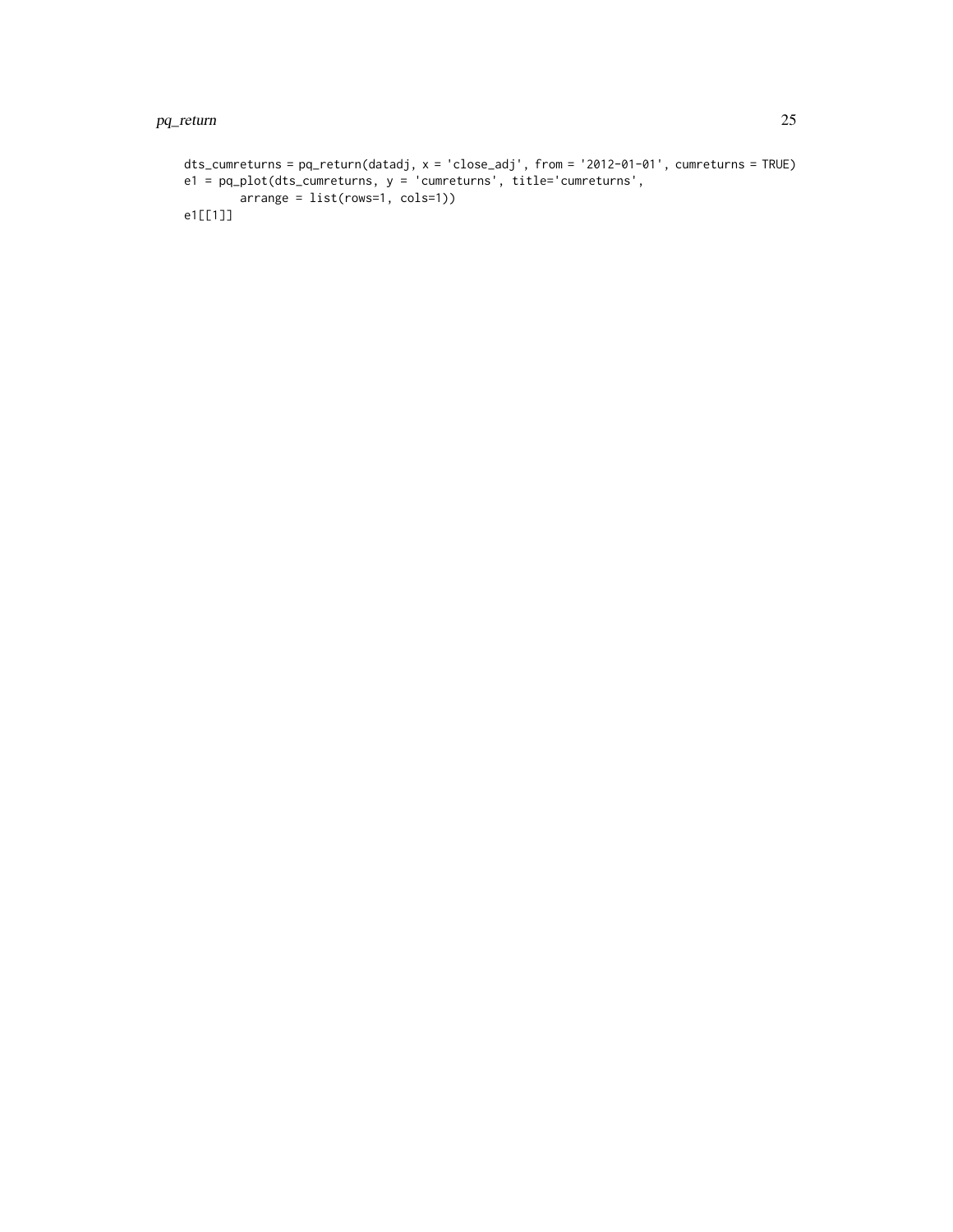```
dts_cumreturns = pq_return(datadj, x = 'close_adj', from = '2012-01-01', cumreturns = TRUE)
e1 = pq_plot(dts_cumreturns, y = 'cumreturns', title='cumreturns',
       arrange = list(rows=1, cols=1))
e1[[1]]
```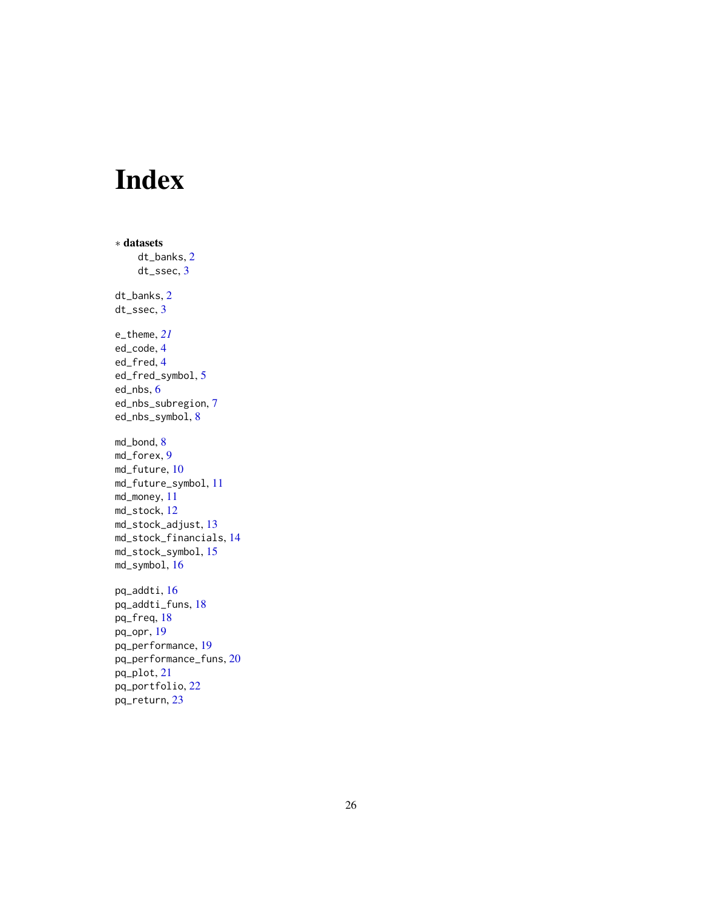# Index

∗ **datasets**
  dt_banks, 2
  dt_ssec, 3

dt_banks, 2
dt_ssec, 3

e_theme, *21*
ed_code, 4
ed_fred, 4
ed_fred_symbol, 5
ed_nbs, 6
ed_nbs_subregion, 7
ed_nbs_symbol, 8

md_bond, 8
md_forex, 9
md_future, 10
md_future_symbol, 11
md_money, 11
md_stock, 12
md_stock_adjust, 13
md_stock_financials, 14
md_stock_symbol, 15
md_symbol, 16

pq_addti, 16
pq_addti_funs, 18
pq_freq, 18
pq_opr, 19
pq_performance, 19
pq_performance_funs, 20
pq_plot, 21
pq_portfolio, 22
pq_return, 23